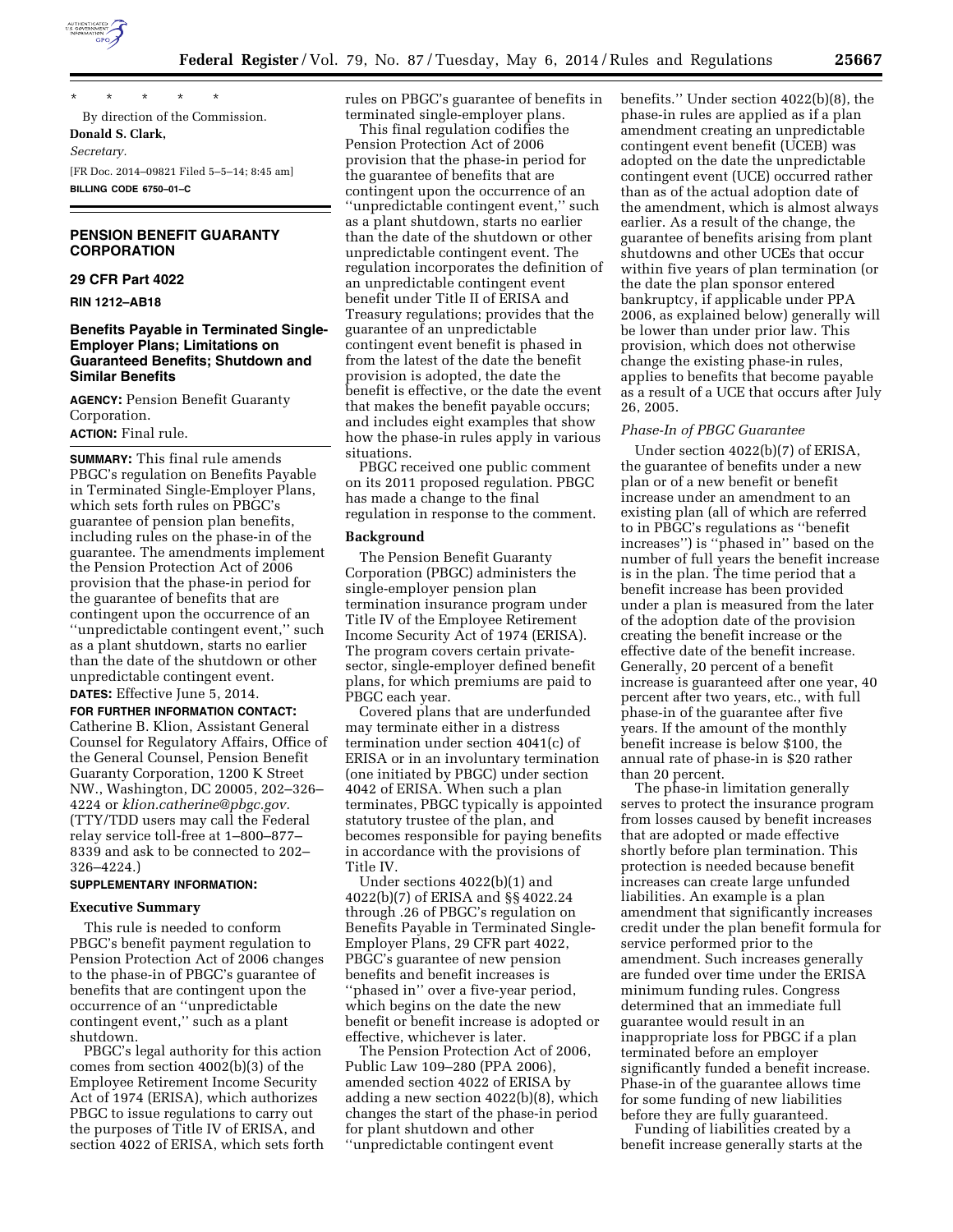\* \* \* \* \*

By direction of the Commission.

**Donald S. Clark,**

*Secretary.*

[FR Doc. 2014–09821 Filed 5–5–14; 8:45 am]

**BILLING CODE 6750–01–C**

## PENSION BENEFIT GUARANTY CORPORATION

### 29 CFR Part 4022

**RIN 1212–AB18**

### Benefits Payable in Terminated Single-Employer Plans; Limitations on Guaranteed Benefits; Shutdown and Similar Benefits

**AGENCY:** Pension Benefit Guaranty Corporation.

**ACTION:** Final rule.

**SUMMARY:** This final rule amends PBGC's regulation on Benefits Payable in Terminated Single-Employer Plans, which sets forth rules on PBGC's guarantee of pension plan benefits, including rules on the phase-in of the guarantee. The amendments implement the Pension Protection Act of 2006 provision that the phase-in period for the guarantee of benefits that are contingent upon the occurrence of an ''unpredictable contingent event,'' such as a plant shutdown, starts no earlier than the date of the shutdown or other unpredictable contingent event.

**DATES:** Effective June 5, 2014.

**FOR FURTHER INFORMATION CONTACT:** Catherine B. Klion, Assistant General Counsel for Regulatory Affairs, Office of the General Counsel, Pension Benefit Guaranty Corporation, 1200 K Street NW., Washington, DC 20005, 202–326–4224 or *klion.catherine@pbgc.gov.* (TTY/TDD users may call the Federal relay service toll-free at 1–800–877–8339 and ask to be connected to 202–326–4224.)

**SUPPLEMENTARY INFORMATION:**

#### Executive Summary

This rule is needed to conform PBGC's benefit payment regulation to Pension Protection Act of 2006 changes to the phase-in of PBGC's guarantee of benefits that are contingent upon the occurrence of an ''unpredictable contingent event,'' such as a plant shutdown.

PBGC's legal authority for this action comes from section 4002(b)(3) of the Employee Retirement Income Security Act of 1974 (ERISA), which authorizes PBGC to issue regulations to carry out the purposes of Title IV of ERISA, and section 4022 of ERISA, which sets forth rules on PBGC's guarantee of benefits in terminated single-employer plans.

This final regulation codifies the Pension Protection Act of 2006 provision that the phase-in period for the guarantee of benefits that are contingent upon the occurrence of an ''unpredictable contingent event,'' such as a plant shutdown, starts no earlier than the date of the shutdown or other unpredictable contingent event. The regulation incorporates the definition of an unpredictable contingent event benefit under Title II of ERISA and Treasury regulations; provides that the guarantee of an unpredictable contingent event benefit is phased in from the latest of the date the benefit provision is adopted, the date the benefit is effective, or the date the event that makes the benefit payable occurs; and includes eight examples that show how the phase-in rules apply in various situations.

PBGC received one public comment on its 2011 proposed regulation. PBGC has made a change to the final regulation in response to the comment.

#### Background

The Pension Benefit Guaranty Corporation (PBGC) administers the single-employer pension plan termination insurance program under Title IV of the Employee Retirement Income Security Act of 1974 (ERISA). The program covers certain private-sector, single-employer defined benefit plans, for which premiums are paid to PBGC each year.

Covered plans that are underfunded may terminate either in a distress termination under section 4041(c) of ERISA or in an involuntary termination (one initiated by PBGC) under section 4042 of ERISA. When such a plan terminates, PBGC typically is appointed statutory trustee of the plan, and becomes responsible for paying benefits in accordance with the provisions of Title IV.

Under sections 4022(b)(1) and 4022(b)(7) of ERISA and §§ 4022.24 through .26 of PBGC's regulation on Benefits Payable in Terminated Single-Employer Plans, 29 CFR part 4022, PBGC's guarantee of new pension benefits and benefit increases is ''phased in'' over a five-year period, which begins on the date the new benefit or benefit increase is adopted or effective, whichever is later.

The Pension Protection Act of 2006, Public Law 109–280 (PPA 2006), amended section 4022 of ERISA by adding a new section 4022(b)(8), which changes the start of the phase-in period for plant shutdown and other ''unpredictable contingent event benefits.'' Under section 4022(b)(8), the phase-in rules are applied as if a plan amendment creating an unpredictable contingent event benefit (UCEB) was adopted on the date the unpredictable contingent event (UCE) occurred rather than as of the actual adoption date of the amendment, which is almost always earlier. As a result of the change, the guarantee of benefits arising from plant shutdowns and other UCEs that occur within five years of plan termination (or the date the plan sponsor entered bankruptcy, if applicable under PPA 2006, as explained below) generally will be lower than under prior law. This provision, which does not otherwise change the existing phase-in rules, applies to benefits that become payable as a result of a UCE that occurs after July 26, 2005.

#### *Phase-In of PBGC Guarantee*

Under section 4022(b)(7) of ERISA, the guarantee of benefits under a new plan or of a new benefit or benefit increase under an amendment to an existing plan (all of which are referred to in PBGC's regulations as ''benefit increases'') is ''phased in'' based on the number of full years the benefit increase is in the plan. The time period that a benefit increase has been provided under a plan is measured from the later of the adoption date of the provision creating the benefit increase or the effective date of the benefit increase. Generally, 20 percent of a benefit increase is guaranteed after one year, 40 percent after two years, etc., with full phase-in of the guarantee after five years. If the amount of the monthly benefit increase is below $100, the annual rate of phase-in is $20 rather than 20 percent.

The phase-in limitation generally serves to protect the insurance program from losses caused by benefit increases that are adopted or made effective shortly before plan termination. This protection is needed because benefit increases can create large unfunded liabilities. An example is a plan amendment that significantly increases credit under the plan benefit formula for service performed prior to the amendment. Such increases generally are funded over time under the ERISA minimum funding rules. Congress determined that an immediate full guarantee would result in an inappropriate loss for PBGC if a plan terminated before an employer significantly funded a benefit increase. Phase-in of the guarantee allows time for some funding of new liabilities before they are fully guaranteed.

Funding of liabilities created by a benefit increase generally starts at the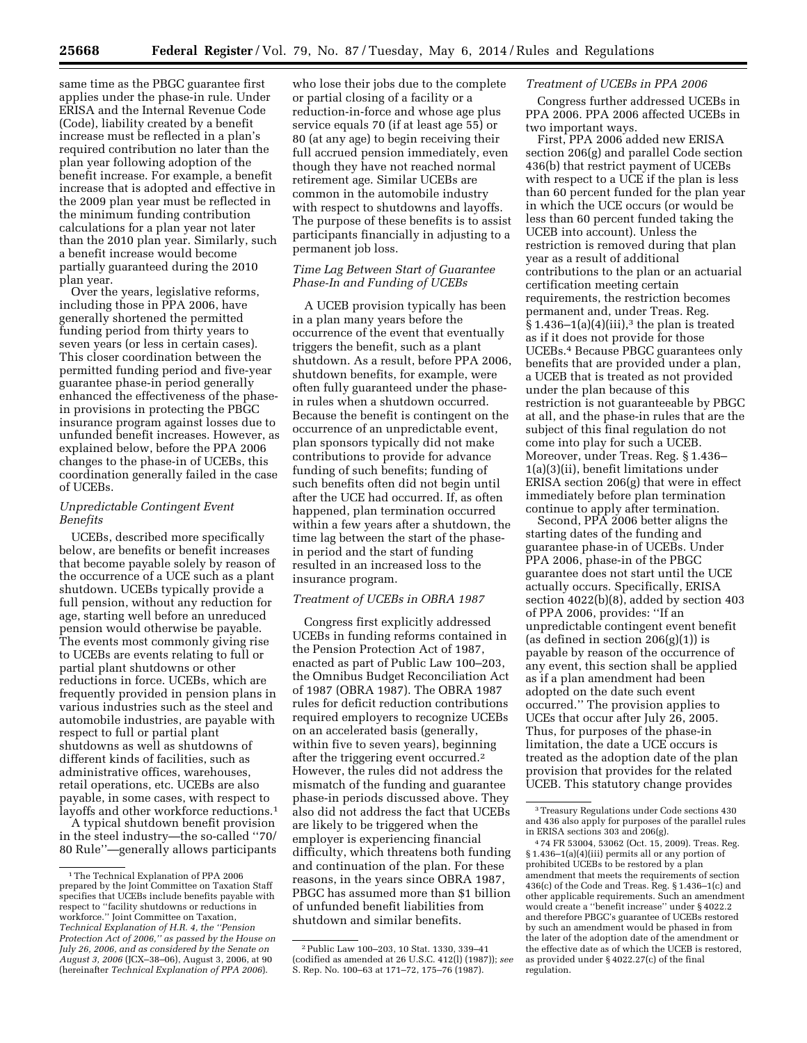same time as the PBGC guarantee first applies under the phase-in rule. Under ERISA and the Internal Revenue Code (Code), liability created by a benefit increase must be reflected in a plan's required contribution no later than the plan year following adoption of the benefit increase. For example, a benefit increase that is adopted and effective in the 2009 plan year must be reflected in the minimum funding contribution calculations for a plan year not later than the 2010 plan year. Similarly, such a benefit increase would become partially guaranteed during the 2010 plan year.

Over the years, legislative reforms, including those in PPA 2006, have generally shortened the permitted funding period from thirty years to seven years (or less in certain cases). This closer coordination between the permitted funding period and five-year guarantee phase-in period generally enhanced the effectiveness of the phase-in provisions in protecting the PBGC insurance program against losses due to unfunded benefit increases. However, as explained below, before the PPA 2006 changes to the phase-in of UCEBs, this coordination generally failed in the case of UCEBs.

*Unpredictable Contingent Event Benefits*

UCEBs, described more specifically below, are benefits or benefit increases that become payable solely by reason of the occurrence of a UCE such as a plant shutdown. UCEBs typically provide a full pension, without any reduction for age, starting well before an unreduced pension would otherwise be payable. The events most commonly giving rise to UCEBs are events relating to full or partial plant shutdowns or other reductions in force. UCEBs, which are frequently provided in pension plans in various industries such as the steel and automobile industries, are payable with respect to full or partial plant shutdowns as well as shutdowns of different kinds of facilities, such as administrative offices, warehouses, retail operations, etc. UCEBs are also payable, in some cases, with respect to layoffs and other workforce reductions.[1]

A typical shutdown benefit provision in the steel industry—the so-called ''70/80 Rule''—generally allows participants who lose their jobs due to the complete or partial closing of a facility or a reduction-in-force and whose age plus service equals 70 (if at least age 55) or 80 (at any age) to begin receiving their full accrued pension immediately, even though they have not reached normal retirement age. Similar UCEBs are common in the automobile industry with respect to shutdowns and layoffs. The purpose of these benefits is to assist participants financially in adjusting to a permanent job loss.

*Time Lag Between Start of Guarantee Phase-In and Funding of UCEBs*

A UCEB provision typically has been in a plan many years before the occurrence of the event that eventually triggers the benefit, such as a plant shutdown. As a result, before PPA 2006, shutdown benefits, for example, were often fully guaranteed under the phase-in rules when a shutdown occurred. Because the benefit is contingent on the occurrence of an unpredictable event, plan sponsors typically did not make contributions to provide for advance funding of such benefits; funding of such benefits often did not begin until after the UCE had occurred. If, as often happened, plan termination occurred within a few years after a shutdown, the time lag between the start of the phase-in period and the start of funding resulted in an increased loss to the insurance program.

*Treatment of UCEBs in OBRA 1987*

Congress first explicitly addressed UCEBs in funding reforms contained in the Pension Protection Act of 1987, enacted as part of Public Law 100–203, the Omnibus Budget Reconciliation Act of 1987 (OBRA 1987). The OBRA 1987 rules for deficit reduction contributions required employers to recognize UCEBs on an accelerated basis (generally, within five to seven years), beginning after the triggering event occurred.[2] However, the rules did not address the mismatch of the funding and guarantee phase-in periods discussed above. They also did not address the fact that UCEBs are likely to be triggered when the employer is experiencing financial difficulty, which threatens both funding and continuation of the plan. For these reasons, in the years since OBRA 1987, PBGC has assumed more than $1 billion of unfunded benefit liabilities from shutdown and similar benefits.

*Treatment of UCEBs in PPA 2006*

Congress further addressed UCEBs in PPA 2006. PPA 2006 affected UCEBs in two important ways.

First, PPA 2006 added new ERISA section 206(g) and parallel Code section 436(b) that restrict payment of UCEBs with respect to a UCE if the plan is less than 60 percent funded for the plan year in which the UCE occurs (or would be less than 60 percent funded taking the UCEB into account). Unless the restriction is removed during that plan year as a result of additional contributions to the plan or an actuarial certification meeting certain requirements, the restriction becomes permanent and, under Treas. Reg. § 1.436–1(a)(4)(iii),[3] the plan is treated as if it does not provide for those UCEBs.[4] Because PBGC guarantees only benefits that are provided under a plan, a UCEB that is treated as not provided under the plan because of this restriction is not guaranteeable by PBGC at all, and the phase-in rules that are the subject of this final regulation do not come into play for such a UCEB. Moreover, under Treas. Reg. § 1.436–1(a)(3)(ii), benefit limitations under ERISA section 206(g) that were in effect immediately before plan termination continue to apply after termination.

Second, PPA 2006 better aligns the starting dates of the funding and guarantee phase-in of UCEBs. Under PPA 2006, phase-in of the PBGC guarantee does not start until the UCE actually occurs. Specifically, ERISA section 4022(b)(8), added by section 403 of PPA 2006, provides: ''If an unpredictable contingent event benefit (as defined in section 206(g)(1)) is payable by reason of the occurrence of any event, this section shall be applied as if a plan amendment had been adopted on the date such event occurred.'' The provision applies to UCEs that occur after July 26, 2005. Thus, for purposes of the phase-in limitation, the date a UCE occurs is treated as the adoption date of the plan provision that provides for the related UCEB. This statutory change provides

---

[1] The Technical Explanation of PPA 2006 prepared by the Joint Committee on Taxation Staff specifies that UCEBs include benefits payable with respect to ''facility shutdowns or reductions in workforce.'' Joint Committee on Taxation, *Technical Explanation of H.R. 4, the ''Pension Protection Act of 2006,'' as passed by the House on July 26, 2006, and as considered by the Senate on August 3, 2006* (JCX–38–06), August 3, 2006, at 90 (hereinafter *Technical Explanation of PPA 2006*).

[2] Public Law 100–203, 10 Stat. 1330, 339–41 (codified as amended at 26 U.S.C. 412(l) (1987)); *see* S. Rep. No. 100–63 at 171–72, 175–76 (1987).

[3] Treasury Regulations under Code sections 430 and 436 also apply for purposes of the parallel rules in ERISA sections 303 and 206(g).

[4] 74 FR 53004, 53062 (Oct. 15, 2009). Treas. Reg. § 1.436–1(a)(4)(iii) permits all or any portion of prohibited UCEBs to be restored by a plan amendment that meets the requirements of section 436(c) of the Code and Treas. Reg. § 1.436–1(c) and other applicable requirements. Such an amendment would create a ''benefit increase'' under § 4022.2 and therefore PBGC's guarantee of UCEBs restored by such an amendment would be phased in from the later of the adoption date of the amendment or the effective date as of which the UCEB is restored, as provided under § 4022.27(c) of the final regulation.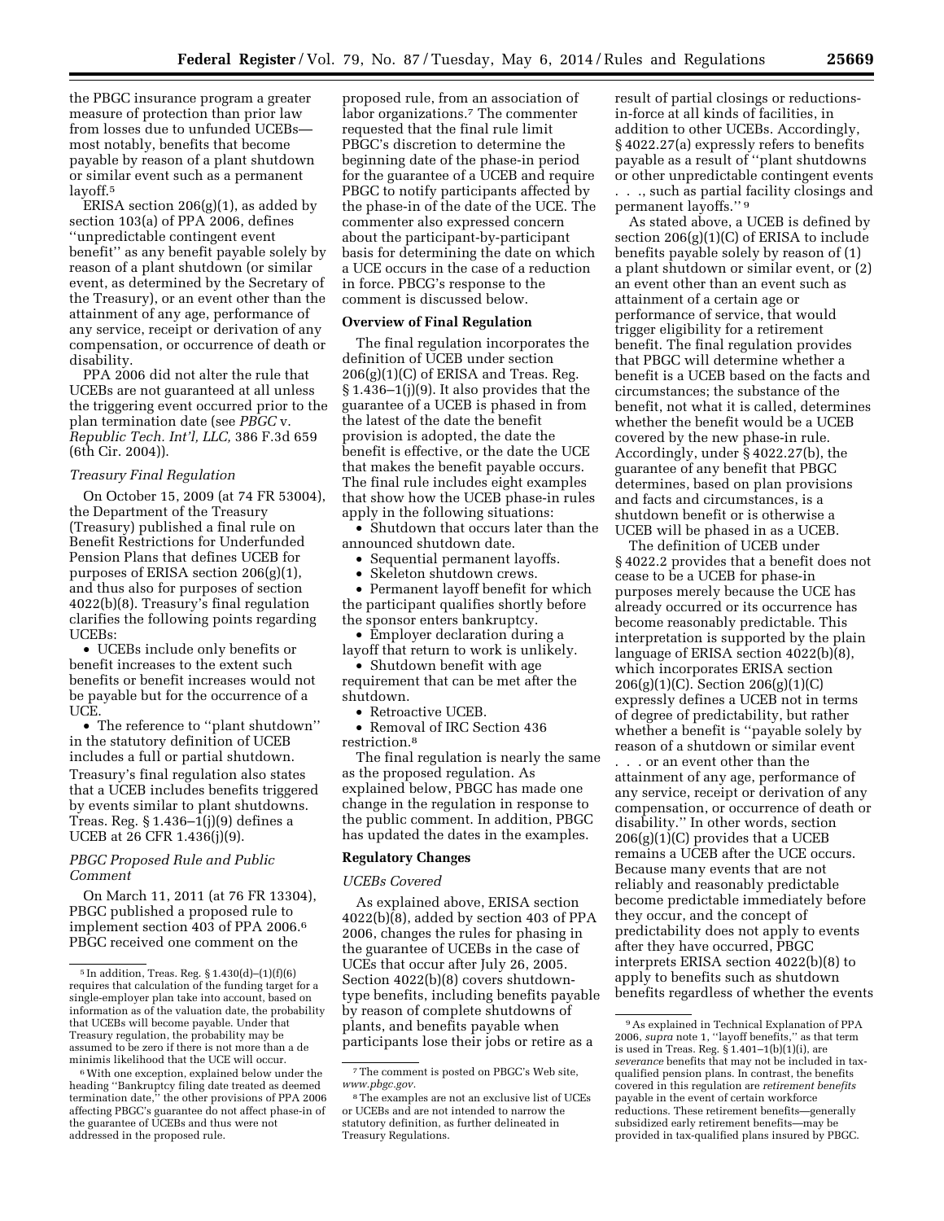the PBGC insurance program a greater measure of protection than prior law from losses due to unfunded UCEBs—most notably, benefits that become payable by reason of a plant shutdown or similar event such as a permanent layoff.[5]

ERISA section 206(g)(1), as added by section 103(a) of PPA 2006, defines ''unpredictable contingent event benefit'' as any benefit payable solely by reason of a plant shutdown (or similar event, as determined by the Secretary of the Treasury), or an event other than the attainment of any age, performance of any service, receipt or derivation of any compensation, or occurrence of death or disability.

PPA 2006 did not alter the rule that UCEBs are not guaranteed at all unless the triggering event occurred prior to the plan termination date (see *PBGC* v. *Republic Tech. Int'l, LLC,* 386 F.3d 659 (6th Cir. 2004)).

*Treasury Final Regulation*

On October 15, 2009 (at 74 FR 53004), the Department of the Treasury (Treasury) published a final rule on Benefit Restrictions for Underfunded Pension Plans that defines UCEB for purposes of ERISA section 206(g)(1), and thus also for purposes of section 4022(b)(8). Treasury's final regulation clarifies the following points regarding UCEBs:

- UCEBs include only benefits or benefit increases to the extent such benefits or benefit increases would not be payable but for the occurrence of a UCE.
- The reference to ''plant shutdown'' in the statutory definition of UCEB includes a full or partial shutdown.

Treasury's final regulation also states that a UCEB includes benefits triggered by events similar to plant shutdowns. Treas. Reg. § 1.436–1(j)(9) defines a UCEB at 26 CFR 1.436(j)(9).

*PBGC Proposed Rule and Public Comment*

On March 11, 2011 (at 76 FR 13304), PBGC published a proposed rule to implement section 403 of PPA 2006.[6] PBGC received one comment on the proposed rule, from an association of labor organizations.[7] The commenter requested that the final rule limit PBGC's discretion to determine the beginning date of the phase-in period for the guarantee of a UCEB and require PBGC to notify participants affected by the phase-in of the date of the UCE. The commenter also expressed concern about the participant-by-participant basis for determining the date on which a UCE occurs in the case of a reduction in force. PBCG's response to the comment is discussed below.

**Overview of Final Regulation**

The final regulation incorporates the definition of UCEB under section 206(g)(1)(C) of ERISA and Treas. Reg. § 1.436–1(j)(9). It also provides that the guarantee of a UCEB is phased in from the latest of the date the benefit provision is adopted, the date the benefit is effective, or the date the UCE that makes the benefit payable occurs. The final rule includes eight examples that show how the UCEB phase-in rules apply in the following situations:

- Shutdown that occurs later than the announced shutdown date.
- Sequential permanent layoffs.
- Skeleton shutdown crews.
- Permanent layoff benefit for which the participant qualifies shortly before the sponsor enters bankruptcy.
- Employer declaration during a layoff that return to work is unlikely.
- Shutdown benefit with age requirement that can be met after the shutdown.
- Retroactive UCEB.
- Removal of IRC Section 436 restriction.[8]

The final regulation is nearly the same as the proposed regulation. As explained below, PBGC has made one change in the regulation in response to the public comment. In addition, PBGC has updated the dates in the examples.

**Regulatory Changes**

*UCEBs Covered*

As explained above, ERISA section 4022(b)(8), added by section 403 of PPA 2006, changes the rules for phasing in the guarantee of UCEBs in the case of UCEs that occur after July 26, 2005. Section 4022(b)(8) covers shutdown-type benefits, including benefits payable by reason of complete shutdowns of plants, and benefits payable when participants lose their jobs or retire as a result of partial closings or reductions-in-force at all kinds of facilities, in addition to other UCEBs. Accordingly, § 4022.27(a) expressly refers to benefits payable as a result of ''plant shutdowns or other unpredictable contingent events . . ., such as partial facility closings and permanent layoffs.''[9]

As stated above, a UCEB is defined by section 206(g)(1)(C) of ERISA to include benefits payable solely by reason of (1) a plant shutdown or similar event, or (2) an event other than an event such as attainment of a certain age or performance of service, that would trigger eligibility for a retirement benefit. The final regulation provides that PBGC will determine whether a benefit is a UCEB based on the facts and circumstances; the substance of the benefit, not what it is called, determines whether the benefit would be a UCEB covered by the new phase-in rule. Accordingly, under § 4022.27(b), the guarantee of any benefit that PBGC determines, based on plan provisions and facts and circumstances, is a shutdown benefit or is otherwise a UCEB will be phased in as a UCEB.

The definition of UCEB under § 4022.2 provides that a benefit does not cease to be a UCEB for phase-in purposes merely because the UCE has already occurred or its occurrence has become reasonably predictable. This interpretation is supported by the plain language of ERISA section 4022(b)(8), which incorporates ERISA section 206(g)(1)(C). Section 206(g)(1)(C) expressly defines a UCEB not in terms of degree of predictability, but rather whether a benefit is ''payable solely by reason of a shutdown or similar event . . . or an event other than the attainment of any age, performance of any service, receipt or derivation of any compensation, or occurrence of death or disability.'' In other words, section 206(g)(1)(C) provides that a UCEB remains a UCEB after the UCE occurs. Because many events that are not reliably and reasonably predictable become predictable immediately before they occur, and the concept of predictability does not apply to events after they have occurred, PBGC interprets ERISA section 4022(b)(8) to apply to benefits such as shutdown benefits regardless of whether the events

---

[5] In addition, Treas. Reg. § 1.430(d)–(1)(f)(6) requires that calculation of the funding target for a single-employer plan take into account, based on information as of the valuation date, the probability that UCEBs will become payable. Under that Treasury regulation, the probability may be assumed to be zero if there is not more than a de minimis likelihood that the UCE will occur.

[6] With one exception, explained below under the heading ''Bankruptcy filing date treated as deemed termination date,'' the other provisions of PPA 2006 affecting PBGC's guarantee do not affect phase-in of the guarantee of UCEBs and thus were not addressed in the proposed rule.

[7] The comment is posted on PBGC's Web site, *www.pbgc.gov.*

[8] The examples are not an exclusive list of UCEs or UCEBs and are not intended to narrow the statutory definition, as further delineated in Treasury Regulations.

[9] As explained in Technical Explanation of PPA 2006, *supra* note 1, ''layoff benefits,'' as that term is used in Treas. Reg. § 1.401–1(b)(1)(i), are *severance* benefits that may not be included in tax-qualified pension plans. In contrast, the benefits covered in this regulation are *retirement benefits* payable in the event of certain workforce reductions. These retirement benefits—generally subsidized early retirement benefits—may be provided in tax-qualified plans insured by PBGC.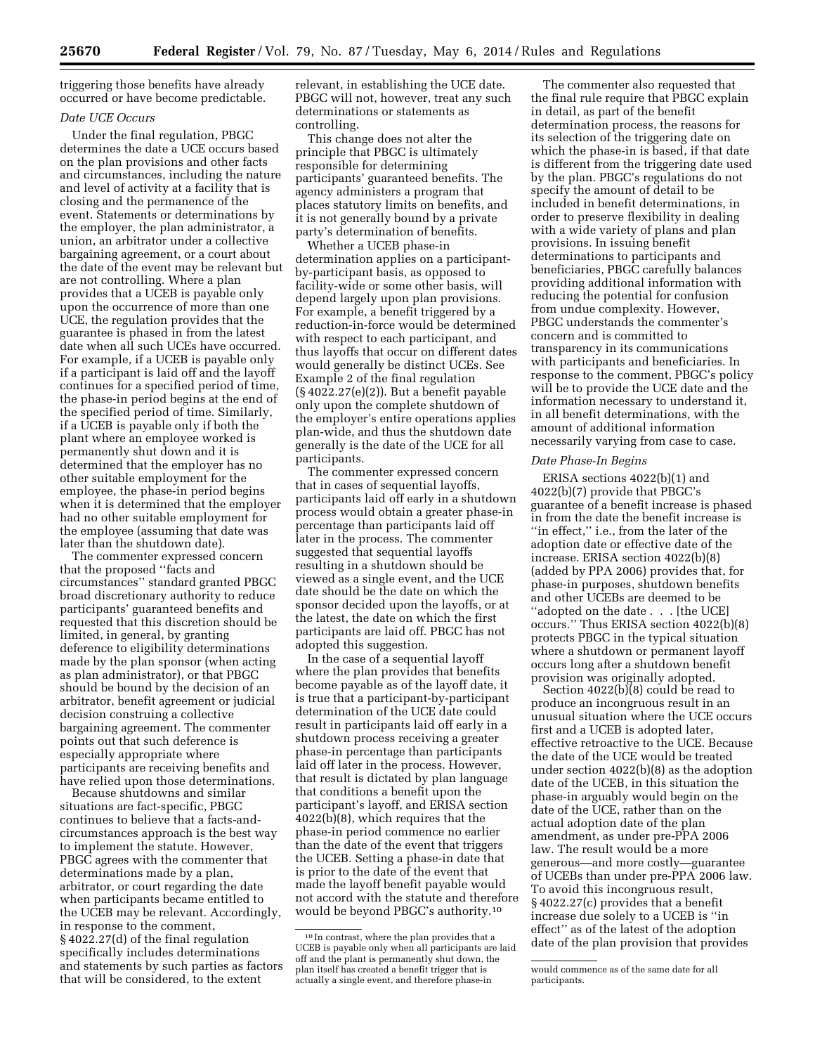triggering those benefits have already occurred or have become predictable.

*Date UCE Occurs*

Under the final regulation, PBGC determines the date a UCE occurs based on the plan provisions and other facts and circumstances, including the nature and level of activity at a facility that is closing and the permanence of the event. Statements or determinations by the employer, the plan administrator, a union, an arbitrator under a collective bargaining agreement, or a court about the date of the event may be relevant but are not controlling. Where a plan provides that a UCEB is payable only upon the occurrence of more than one UCE, the regulation provides that the guarantee is phased in from the latest date when all such UCEs have occurred. For example, if a UCEB is payable only if a participant is laid off and the layoff continues for a specified period of time, the phase-in period begins at the end of the specified period of time. Similarly, if a UCEB is payable only if both the plant where an employee worked is permanently shut down and it is determined that the employer has no other suitable employment for the employee, the phase-in period begins when it is determined that the employer had no other suitable employment for the employee (assuming that date was later than the shutdown date).

The commenter expressed concern that the proposed ''facts and circumstances'' standard granted PBGC broad discretionary authority to reduce participants' guaranteed benefits and requested that this discretion should be limited, in general, by granting deference to eligibility determinations made by the plan sponsor (when acting as plan administrator), or that PBGC should be bound by the decision of an arbitrator, benefit agreement or judicial decision construing a collective bargaining agreement. The commenter points out that such deference is especially appropriate where participants are receiving benefits and have relied upon those determinations.

Because shutdowns and similar situations are fact-specific, PBGC continues to believe that a facts-and-circumstances approach is the best way to implement the statute. However, PBGC agrees with the commenter that determinations made by a plan, arbitrator, or court regarding the date when participants became entitled to the UCEB may be relevant. Accordingly, in response to the comment, § 4022.27(d) of the final regulation specifically includes determinations and statements by such parties as factors that will be considered, to the extent relevant, in establishing the UCE date. PBGC will not, however, treat any such determinations or statements as controlling.

This change does not alter the principle that PBGC is ultimately responsible for determining participants' guaranteed benefits. The agency administers a program that places statutory limits on benefits, and it is not generally bound by a private party's determination of benefits.

Whether a UCEB phase-in determination applies on a participant-by-participant basis, as opposed to facility-wide or some other basis, will depend largely upon plan provisions. For example, a benefit triggered by a reduction-in-force would be determined with respect to each participant, and thus layoffs that occur on different dates would generally be distinct UCEs. See Example 2 of the final regulation (§ 4022.27(e)(2)). But a benefit payable only upon the complete shutdown of the employer's entire operations applies plan-wide, and thus the shutdown date generally is the date of the UCE for all participants.

The commenter expressed concern that in cases of sequential layoffs, participants laid off early in a shutdown process would obtain a greater phase-in percentage than participants laid off later in the process. The commenter suggested that sequential layoffs resulting in a shutdown should be viewed as a single event, and the UCE date should be the date on which the sponsor decided upon the layoffs, or at the latest, the date on which the first participants are laid off. PBGC has not adopted this suggestion.

In the case of a sequential layoff where the plan provides that benefits become payable as of the layoff date, it is true that a participant-by-participant determination of the UCE date could result in participants laid off early in a shutdown process receiving a greater phase-in percentage than participants laid off later in the process. However, that result is dictated by plan language that conditions a benefit upon the participant's layoff, and ERISA section 4022(b)(8), which requires that the phase-in period commence no earlier than the date of the event that triggers the UCEB. Setting a phase-in date that is prior to the date of the event that made the layoff benefit payable would not accord with the statute and therefore would be beyond PBGC's authority.[10]

The commenter also requested that the final rule require that PBGC explain in detail, as part of the benefit determination process, the reasons for its selection of the triggering date on which the phase-in is based, if that date is different from the triggering date used by the plan. PBGC's regulations do not specify the amount of detail to be included in benefit determinations, in order to preserve flexibility in dealing with a wide variety of plans and plan provisions. In issuing benefit determinations to participants and beneficiaries, PBGC carefully balances providing additional information with reducing the potential for confusion from undue complexity. However, PBGC understands the commenter's concern and is committed to transparency in its communications with participants and beneficiaries. In response to the comment, PBGC's policy will be to provide the UCE date and the information necessary to understand it, in all benefit determinations, with the amount of additional information necessarily varying from case to case.

*Date Phase-In Begins*

ERISA sections 4022(b)(1) and 4022(b)(7) provide that PBGC's guarantee of a benefit increase is phased in from the date the benefit increase is ''in effect,'' i.e., from the later of the adoption date or effective date of the increase. ERISA section 4022(b)(8) (added by PPA 2006) provides that, for phase-in purposes, shutdown benefits and other UCEBs are deemed to be ''adopted on the date . . . [the UCE] occurs.'' Thus ERISA section 4022(b)(8) protects PBGC in the typical situation where a shutdown or permanent layoff occurs long after a shutdown benefit provision was originally adopted.

Section 4022(b)(8) could be read to produce an incongruous result in an unusual situation where the UCE occurs first and a UCEB is adopted later, effective retroactive to the UCE. Because the date of the UCE would be treated under section 4022(b)(8) as the adoption date of the UCEB, in this situation the phase-in arguably would begin on the date of the UCE, rather than on the actual adoption date of the plan amendment, as under pre-PPA 2006 law. The result would be a more generous—and more costly—guarantee of UCEBs than under pre-PPA 2006 law. To avoid this incongruous result, § 4022.27(c) provides that a benefit increase due solely to a UCEB is ''in effect'' as of the latest of the adoption date of the plan provision that provides

---

[10] In contrast, where the plan provides that a UCEB is payable only when all participants are laid off and the plant is permanently shut down, the plan itself has created a benefit trigger that is actually a single event, and therefore phase-in would commence as of the same date for all participants.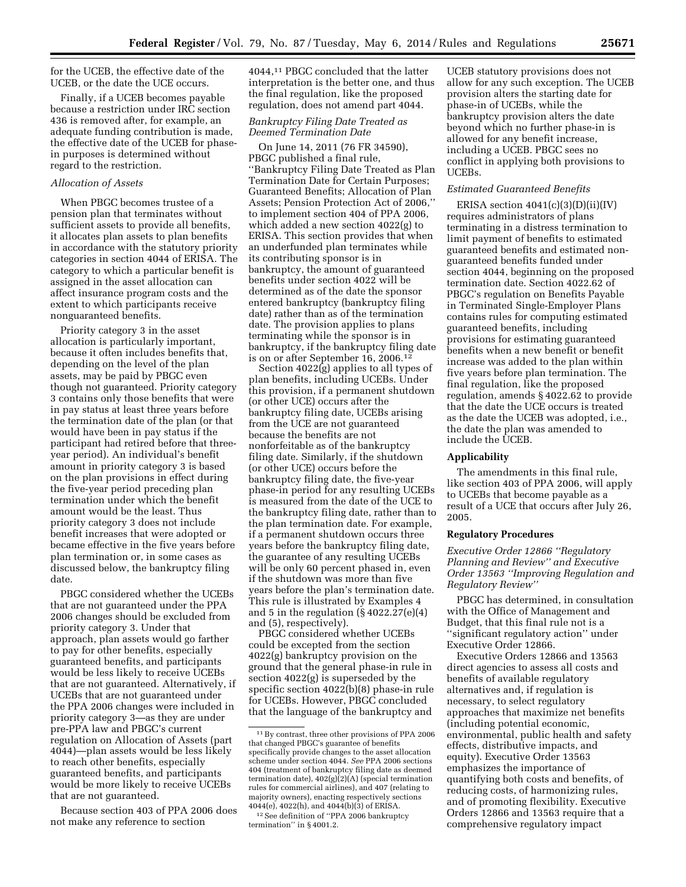for the UCEB, the effective date of the UCEB, or the date the UCE occurs.

Finally, if a UCEB becomes payable because a restriction under IRC section 436 is removed after, for example, an adequate funding contribution is made, the effective date of the UCEB for phase-in purposes is determined without regard to the restriction.

*Allocation of Assets*

When PBGC becomes trustee of a pension plan that terminates without sufficient assets to provide all benefits, it allocates plan assets to plan benefits in accordance with the statutory priority categories in section 4044 of ERISA. The category to which a particular benefit is assigned in the asset allocation can affect insurance program costs and the extent to which participants receive nonguaranteed benefits.

Priority category 3 in the asset allocation is particularly important, because it often includes benefits that, depending on the level of the plan assets, may be paid by PBGC even though not guaranteed. Priority category 3 contains only those benefits that were in pay status at least three years before the termination date of the plan (or that would have been in pay status if the participant had retired before that three-year period). An individual's benefit amount in priority category 3 is based on the plan provisions in effect during the five-year period preceding plan termination under which the benefit amount would be the least. Thus priority category 3 does not include benefit increases that were adopted or became effective in the five years before plan termination or, in some cases as discussed below, the bankruptcy filing date.

PBGC considered whether the UCEBs that are not guaranteed under the PPA 2006 changes should be excluded from priority category 3. Under that approach, plan assets would go farther to pay for other benefits, especially guaranteed benefits, and participants would be less likely to receive UCEBs that are not guaranteed. Alternatively, if UCEBs that are not guaranteed under the PPA 2006 changes were included in priority category 3—as they are under pre-PPA law and PBGC's current regulation on Allocation of Assets (part 4044)—plan assets would be less likely to reach other benefits, especially guaranteed benefits, and participants would be more likely to receive UCEBs that are not guaranteed.

Because section 403 of PPA 2006 does not make any reference to section 4044,[11] PBGC concluded that the latter interpretation is the better one, and thus the final regulation, like the proposed regulation, does not amend part 4044.

*Bankruptcy Filing Date Treated as Deemed Termination Date*

On June 14, 2011 (76 FR 34590), PBGC published a final rule, ''Bankruptcy Filing Date Treated as Plan Termination Date for Certain Purposes; Guaranteed Benefits; Allocation of Plan Assets; Pension Protection Act of 2006,'' to implement section 404 of PPA 2006, which added a new section 4022(g) to ERISA. This section provides that when an underfunded plan terminates while its contributing sponsor is in bankruptcy, the amount of guaranteed benefits under section 4022 will be determined as of the date the sponsor entered bankruptcy (bankruptcy filing date) rather than as of the termination date. The provision applies to plans terminating while the sponsor is in bankruptcy, if the bankruptcy filing date is on or after September 16, 2006.[12]

Section 4022(g) applies to all types of plan benefits, including UCEBs. Under this provision, if a permanent shutdown (or other UCE) occurs after the bankruptcy filing date, UCEBs arising from the UCE are not guaranteed because the benefits are not nonforfeitable as of the bankruptcy filing date. Similarly, if the shutdown (or other UCE) occurs before the bankruptcy filing date, the five-year phase-in period for any resulting UCEBs is measured from the date of the UCE to the bankruptcy filing date, rather than to the plan termination date. For example, if a permanent shutdown occurs three years before the bankruptcy filing date, the guarantee of any resulting UCEBs will be only 60 percent phased in, even if the shutdown was more than five years before the plan's termination date. This rule is illustrated by Examples 4 and 5 in the regulation (§ 4022.27(e)(4) and (5), respectively).

PBGC considered whether UCEBs could be excepted from the section 4022(g) bankruptcy provision on the ground that the general phase-in rule in section 4022(g) is superseded by the specific section 4022(b)(8) phase-in rule for UCEBs. However, PBGC concluded that the language of the bankruptcy and UCEB statutory provisions does not allow for any such exception. The UCEB provision alters the starting date for phase-in of UCEBs, while the bankruptcy provision alters the date beyond which no further phase-in is allowed for any benefit increase, including a UCEB. PBGC sees no conflict in applying both provisions to UCEBs.

*Estimated Guaranteed Benefits*

ERISA section 4041(c)(3)(D)(ii)(IV) requires administrators of plans terminating in a distress termination to limit payment of benefits to estimated guaranteed benefits and estimated non-guaranteed benefits funded under section 4044, beginning on the proposed termination date. Section 4022.62 of PBGC's regulation on Benefits Payable in Terminated Single-Employer Plans contains rules for computing estimated guaranteed benefits, including provisions for estimating guaranteed benefits when a new benefit or benefit increase was added to the plan within five years before plan termination. The final regulation, like the proposed regulation, amends § 4022.62 to provide that the date the UCE occurs is treated as the date the UCEB was adopted, i.e., the date the plan was amended to include the UCEB.

## Applicability

The amendments in this final rule, like section 403 of PPA 2006, will apply to UCEBs that become payable as a result of a UCE that occurs after July 26, 2005.

## Regulatory Procedures

*Executive Order 12866 ''Regulatory Planning and Review'' and Executive Order 13563 ''Improving Regulation and Regulatory Review''*

PBGC has determined, in consultation with the Office of Management and Budget, that this final rule is not a ''significant regulatory action'' under Executive Order 12866.

Executive Orders 12866 and 13563 direct agencies to assess all costs and benefits of available regulatory alternatives and, if regulation is necessary, to select regulatory approaches that maximize net benefits (including potential economic, environmental, public health and safety effects, distributive impacts, and equity). Executive Order 13563 emphasizes the importance of quantifying both costs and benefits, of reducing costs, of harmonizing rules, and of promoting flexibility. Executive Orders 12866 and 13563 require that a comprehensive regulatory impact

---

[11] By contrast, three other provisions of PPA 2006 that changed PBGC's guarantee of benefits specifically provide changes to the asset allocation scheme under section 4044. *See* PPA 2006 sections 404 (treatment of bankruptcy filing date as deemed termination date), 402(g)(2)(A) (special termination rules for commercial airlines), and 407 (relating to majority owners), enacting respectively sections 4044(e), 4022(h), and 4044(b)(3) of ERISA.

[12] See definition of ''PPA 2006 bankruptcy termination'' in § 4001.2.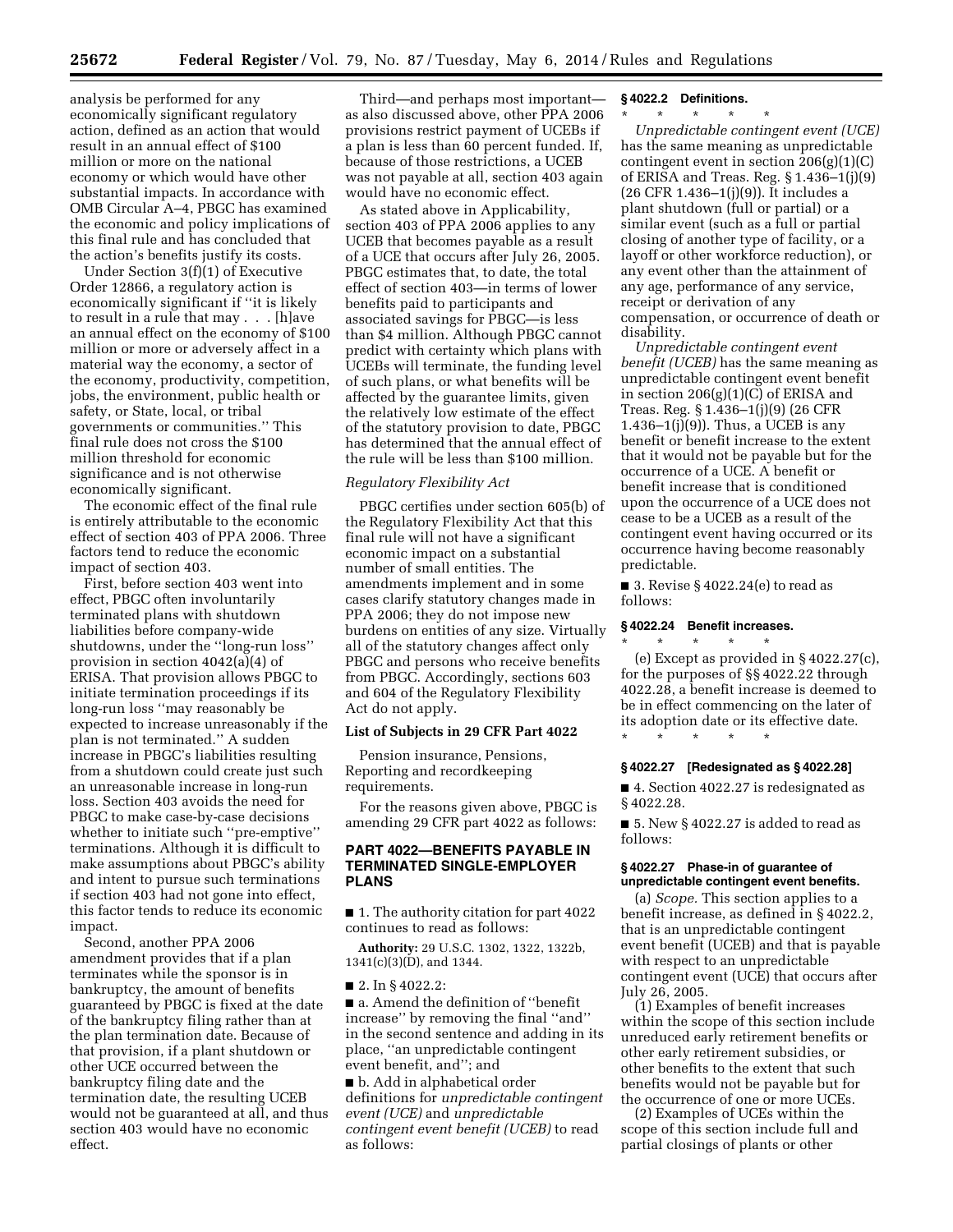analysis be performed for any economically significant regulatory action, defined as an action that would result in an annual effect of $100 million or more on the national economy or which would have other substantial impacts. In accordance with OMB Circular A–4, PBGC has examined the economic and policy implications of this final rule and has concluded that the action's benefits justify its costs.

Under Section 3(f)(1) of Executive Order 12866, a regulatory action is economically significant if ''it is likely to result in a rule that may . . . [h]ave an annual effect on the economy of $100 million or more or adversely affect in a material way the economy, a sector of the economy, productivity, competition, jobs, the environment, public health or safety, or State, local, or tribal governments or communities.'' This final rule does not cross the $100 million threshold for economic significance and is not otherwise economically significant.

The economic effect of the final rule is entirely attributable to the economic effect of section 403 of PPA 2006. Three factors tend to reduce the economic impact of section 403.

First, before section 403 went into effect, PBGC often involuntarily terminated plans with shutdown liabilities before company-wide shutdowns, under the ''long-run loss'' provision in section 4042(a)(4) of ERISA. That provision allows PBGC to initiate termination proceedings if its long-run loss ''may reasonably be expected to increase unreasonably if the plan is not terminated.'' A sudden increase in PBGC's liabilities resulting from a shutdown could create just such an unreasonable increase in long-run loss. Section 403 avoids the need for PBGC to make case-by-case decisions whether to initiate such ''pre-emptive'' terminations. Although it is difficult to make assumptions about PBGC's ability and intent to pursue such terminations if section 403 had not gone into effect, this factor tends to reduce its economic impact.

Second, another PPA 2006 amendment provides that if a plan terminates while the sponsor is in bankruptcy, the amount of benefits guaranteed by PBGC is fixed at the date of the bankruptcy filing rather than at the plan termination date. Because of that provision, if a plant shutdown or other UCE occurred between the bankruptcy filing date and the termination date, the resulting UCEB would not be guaranteed at all, and thus section 403 would have no economic effect.

Third—and perhaps most important—as also discussed above, other PPA 2006 provisions restrict payment of UCEBs if a plan is less than 60 percent funded. If, because of those restrictions, a UCEB was not payable at all, section 403 again would have no economic effect.

As stated above in Applicability, section 403 of PPA 2006 applies to any UCEB that becomes payable as a result of a UCE that occurs after July 26, 2005. PBGC estimates that, to date, the total effect of section 403—in terms of lower benefits paid to participants and associated savings for PBGC—is less than $4 million. Although PBGC cannot predict with certainty which plans with UCEBs will terminate, the funding level of such plans, or what benefits will be affected by the guarantee limits, given the relatively low estimate of the effect of the statutory provision to date, PBGC has determined that the annual effect of the rule will be less than $100 million.

*Regulatory Flexibility Act*

PBGC certifies under section 605(b) of the Regulatory Flexibility Act that this final rule will not have a significant economic impact on a substantial number of small entities. The amendments implement and in some cases clarify statutory changes made in PPA 2006; they do not impose new burdens on entities of any size. Virtually all of the statutory changes affect only PBGC and persons who receive benefits from PBGC. Accordingly, sections 603 and 604 of the Regulatory Flexibility Act do not apply.

**List of Subjects in 29 CFR Part 4022**

Pension insurance, Pensions, Reporting and recordkeeping requirements.

For the reasons given above, PBGC is amending 29 CFR part 4022 as follows:

**PART 4022—BENEFITS PAYABLE IN TERMINATED SINGLE-EMPLOYER PLANS**

■ 1. The authority citation for part 4022 continues to read as follows:

**Authority:** 29 U.S.C. 1302, 1322, 1322b, 1341(c)(3)(D), and 1344.

■ 2. In § 4022.2:

■ a. Amend the definition of ''benefit increase'' by removing the final ''and'' in the second sentence and adding in its place, ''an unpredictable contingent event benefit, and''; and

■ b. Add in alphabetical order definitions for *unpredictable contingent event (UCE)* and *unpredictable contingent event benefit (UCEB)* to read as follows:

**§ 4022.2 Definitions.**

\* \* \* \* \*

*Unpredictable contingent event (UCE)* has the same meaning as unpredictable contingent event in section 206(g)(1)(C) of ERISA and Treas. Reg. § 1.436–1(j)(9) (26 CFR 1.436–1(j)(9)). It includes a plant shutdown (full or partial) or a similar event (such as a full or partial closing of another type of facility, or a layoff or other workforce reduction), or any event other than the attainment of any age, performance of any service, receipt or derivation of any compensation, or occurrence of death or disability.

*Unpredictable contingent event benefit (UCEB)* has the same meaning as unpredictable contingent event benefit in section 206(g)(1)(C) of ERISA and Treas. Reg. § 1.436–1(j)(9) (26 CFR 1.436–1(j)(9)). Thus, a UCEB is any benefit or benefit increase to the extent that it would not be payable but for the occurrence of a UCE. A benefit or benefit increase that is conditioned upon the occurrence of a UCE does not cease to be a UCEB as a result of the contingent event having occurred or its occurrence having become reasonably predictable.

■ 3. Revise § 4022.24(e) to read as follows:

**§ 4022.24 Benefit increases.**

\* \* \* \* \*

(e) Except as provided in § 4022.27(c), for the purposes of §§ 4022.22 through 4022.28, a benefit increase is deemed to be in effect commencing on the later of its adoption date or its effective date.

\* \* \* \* \*

**§ 4022.27 [Redesignated as § 4022.28]**

■ 4. Section 4022.27 is redesignated as § 4022.28.

■ 5. New § 4022.27 is added to read as follows:

**§ 4022.27 Phase-in of guarantee of unpredictable contingent event benefits.**

(a) *Scope.* This section applies to a benefit increase, as defined in § 4022.2, that is an unpredictable contingent event benefit (UCEB) and that is payable with respect to an unpredictable contingent event (UCE) that occurs after July 26, 2005.

(1) Examples of benefit increases within the scope of this section include unreduced early retirement benefits or other early retirement subsidies, or other benefits to the extent that such benefits would not be payable but for the occurrence of one or more UCEs.

(2) Examples of UCEs within the scope of this section include full and partial closings of plants or other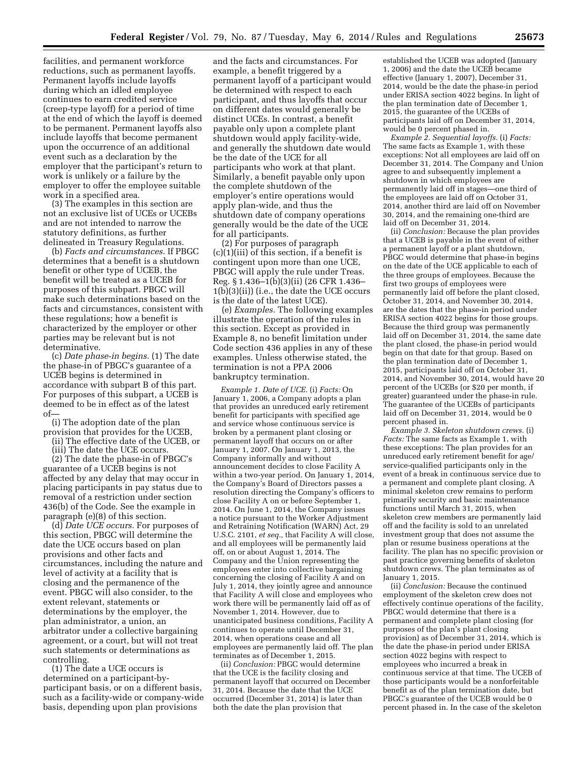facilities, and permanent workforce reductions, such as permanent layoffs. Permanent layoffs include layoffs during which an idled employee continues to earn credited service (creep-type layoff) for a period of time at the end of which the layoff is deemed to be permanent. Permanent layoffs also include layoffs that become permanent upon the occurrence of an additional event such as a declaration by the employer that the participant's return to work is unlikely or a failure by the employer to offer the employee suitable work in a specified area.

(3) The examples in this section are not an exclusive list of UCEs or UCEBs and are not intended to narrow the statutory definitions, as further delineated in Treasury Regulations.

(b) *Facts and circumstances.* If PBGC determines that a benefit is a shutdown benefit or other type of UCEB, the benefit will be treated as a UCEB for purposes of this subpart. PBGC will make such determinations based on the facts and circumstances, consistent with these regulations; how a benefit is characterized by the employer or other parties may be relevant but is not determinative.

(c) *Date phase-in begins.* (1) The date the phase-in of PBGC's guarantee of a UCEB begins is determined in accordance with subpart B of this part. For purposes of this subpart, a UCEB is deemed to be in effect as of the latest of—

(i) The adoption date of the plan provision that provides for the UCEB,

(ii) The effective date of the UCEB, or

(iii) The date the UCE occurs.

(2) The date the phase-in of PBGC's guarantee of a UCEB begins is not affected by any delay that may occur in placing participants in pay status due to removal of a restriction under section 436(b) of the Code. See the example in paragraph (e)(8) of this section.

(d) *Date UCE occurs.* For purposes of this section, PBGC will determine the date the UCE occurs based on plan provisions and other facts and circumstances, including the nature and level of activity at a facility that is closing and the permanence of the event. PBGC will also consider, to the extent relevant, statements or determinations by the employer, the plan administrator, a union, an arbitrator under a collective bargaining agreement, or a court, but will not treat such statements or determinations as controlling.

(1) The date a UCE occurs is determined on a participant-by-participant basis, or on a different basis, such as a facility-wide or company-wide basis, depending upon plan provisions and the facts and circumstances. For example, a benefit triggered by a permanent layoff of a participant would be determined with respect to each participant, and thus layoffs that occur on different dates would generally be distinct UCEs. In contrast, a benefit payable only upon a complete plant shutdown would apply facility-wide, and generally the shutdown date would be the date of the UCE for all participants who work at that plant. Similarly, a benefit payable only upon the complete shutdown of the employer's entire operations would apply plan-wide, and thus the shutdown date of company operations generally would be the date of the UCE for all participants.

(2) For purposes of paragraph (c)(1)(iii) of this section, if a benefit is contingent upon more than one UCE, PBGC will apply the rule under Treas. Reg. § 1.436–1(b)(3)(ii) (26 CFR 1.436–1(b)(3)(ii)) (i.e., the date the UCE occurs is the date of the latest UCE).

(e) *Examples.* The following examples illustrate the operation of the rules in this section. Except as provided in Example 8, no benefit limitation under Code section 436 applies in any of these examples. Unless otherwise stated, the termination is not a PPA 2006 bankruptcy termination.

*Example 1. Date of UCE.* (i) *Facts:* On January 1, 2006, a Company adopts a plan that provides an unreduced early retirement benefit for participants with specified age and service whose continuous service is broken by a permanent plant closing or permanent layoff that occurs on or after January 1, 2007. On January 1, 2013, the Company informally and without announcement decides to close Facility A within a two-year period. On January 1, 2014, the Company's Board of Directors passes a resolution directing the Company's officers to close Facility A on or before September 1, 2014. On June 1, 2014, the Company issues a notice pursuant to the Worker Adjustment and Retraining Notification (WARN) Act, 29 U.S.C. 2101, *et seq.,* that Facility A will close, and all employees will be permanently laid off, on or about August 1, 2014. The Company and the Union representing the employees enter into collective bargaining concerning the closing of Facility A and on July 1, 2014, they jointly agree and announce that Facility A will close and employees who work there will be permanently laid off as of November 1, 2014. However, due to unanticipated business conditions, Facility A continues to operate until December 31, 2014, when operations cease and all employees are permanently laid off. The plan terminates as of December 1, 2015.

(ii) *Conclusion:* PBGC would determine that the UCE is the facility closing and permanent layoff that occurred on December 31, 2014. Because the date that the UCE occurred (December 31, 2014) is later than both the date the plan provision that established the UCEB was adopted (January 1, 2006) and the date the UCEB became effective (January 1, 2007), December 31, 2014, would be the date the phase-in period under ERISA section 4022 begins. In light of the plan termination date of December 1, 2015, the guarantee of the UCEBs of participants laid off on December 31, 2014, would be 0 percent phased in.

*Example 2. Sequential layoffs.* (i) *Facts:* The same facts as Example 1, with these exceptions: Not all employees are laid off on December 31, 2014. The Company and Union agree to and subsequently implement a shutdown in which employees are permanently laid off in stages—one third of the employees are laid off on October 31, 2014, another third are laid off on November 30, 2014, and the remaining one-third are laid off on December 31, 2014.

(ii) *Conclusion:* Because the plan provides that a UCEB is payable in the event of either a permanent layoff or a plant shutdown, PBGC would determine that phase-in begins on the date of the UCE applicable to each of the three groups of employees. Because the first two groups of employees were permanently laid off before the plant closed, October 31, 2014, and November 30, 2014, are the dates that the phase-in period under ERISA section 4022 begins for those groups. Because the third group was permanently laid off on December 31, 2014, the same date the plant closed, the phase-in period would begin on that date for that group. Based on the plan termination date of December 1, 2015, participants laid off on October 31, 2014, and November 30, 2014, would have 20 percent of the UCEBs (or $20 per month, if greater) guaranteed under the phase-in rule. The guarantee of the UCEBs of participants laid off on December 31, 2014, would be 0 percent phased in.

*Example 3. Skeleton shutdown crews.* (i) *Facts:* The same facts as Example 1, with these exceptions: The plan provides for an unreduced early retirement benefit for age/service-qualified participants only in the event of a break in continuous service due to a permanent and complete plant closing. A minimal skeleton crew remains to perform primarily security and basic maintenance functions until March 31, 2015, when skeleton crew members are permanently laid off and the facility is sold to an unrelated investment group that does not assume the plan or resume business operations at the facility. The plan has no specific provision or past practice governing benefits of skeleton shutdown crews. The plan terminates as of January 1, 2015.

(ii) *Conclusion:* Because the continued employment of the skeleton crew does not effectively continue operations of the facility, PBGC would determine that there is a permanent and complete plant closing (for purposes of the plan's plant closing provision) as of December 31, 2014, which is the date the phase-in period under ERISA section 4022 begins with respect to employees who incurred a break in continuous service at that time. The UCEB of those participants would be a nonforfeitable benefit as of the plan termination date, but PBGC's guarantee of the UCEB would be 0 percent phased in. In the case of the skeleton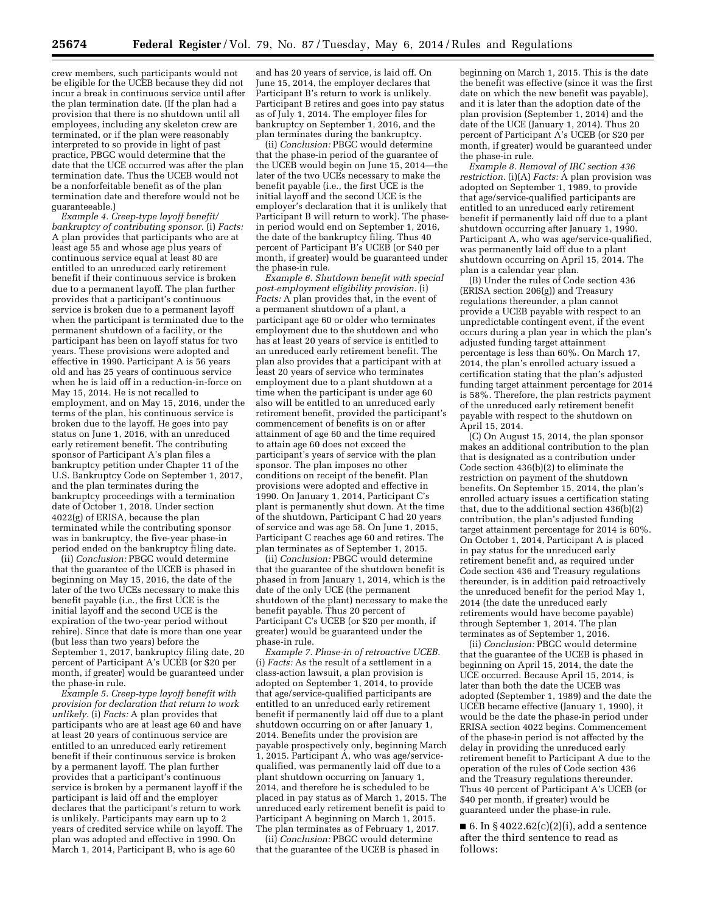crew members, such participants would not be eligible for the UCEB because they did not incur a break in continuous service until after the plan termination date. (If the plan had a provision that there is no shutdown until all employees, including any skeleton crew are terminated, or if the plan were reasonably interpreted to so provide in light of past practice, PBGC would determine that the date that the UCE occurred was after the plan termination date. Thus the UCEB would not be a nonforfeitable benefit as of the plan termination date and therefore would not be guaranteeable.)

*Example 4. Creep-type layoff benefit/bankruptcy of contributing sponsor.* (i) *Facts:* A plan provides that participants who are at least age 55 and whose age plus years of continuous service equal at least 80 are entitled to an unreduced early retirement benefit if their continuous service is broken due to a permanent layoff. The plan further provides that a participant's continuous service is broken due to a permanent layoff when the participant is terminated due to the permanent shutdown of a facility, or the participant has been on layoff status for two years. These provisions were adopted and effective in 1990. Participant A is 56 years old and has 25 years of continuous service when he is laid off in a reduction-in-force on May 15, 2014. He is not recalled to employment, and on May 15, 2016, under the terms of the plan, his continuous service is broken due to the layoff. He goes into pay status on June 1, 2016, with an unreduced early retirement benefit. The contributing sponsor of Participant A's plan files a bankruptcy petition under Chapter 11 of the U.S. Bankruptcy Code on September 1, 2017, and the plan terminates during the bankruptcy proceedings with a termination date of October 1, 2018. Under section 4022(g) of ERISA, because the plan terminated while the contributing sponsor was in bankruptcy, the five-year phase-in period ended on the bankruptcy filing date.

(ii) *Conclusion:* PBGC would determine that the guarantee of the UCEB is phased in beginning on May 15, 2016, the date of the later of the two UCEs necessary to make this benefit payable (i.e., the first UCE is the initial layoff and the second UCE is the expiration of the two-year period without rehire). Since that date is more than one year (but less than two years) before the September 1, 2017, bankruptcy filing date, 20 percent of Participant A's UCEB (or $20 per month, if greater) would be guaranteed under the phase-in rule.

*Example 5. Creep-type layoff benefit with provision for declaration that return to work unlikely.* (i) *Facts:* A plan provides that participants who are at least age 60 and have at least 20 years of continuous service are entitled to an unreduced early retirement benefit if their continuous service is broken by a permanent layoff. The plan further provides that a participant's continuous service is broken by a permanent layoff if the participant is laid off and the employer declares that the participant's return to work is unlikely. Participants may earn up to 2 years of credited service while on layoff. The plan was adopted and effective in 1990. On March 1, 2014, Participant B, who is age 60 and has 20 years of service, is laid off. On June 15, 2014, the employer declares that Participant B's return to work is unlikely. Participant B retires and goes into pay status as of July 1, 2014. The employer files for bankruptcy on September 1, 2016, and the plan terminates during the bankruptcy.

(ii) *Conclusion:* PBGC would determine that the phase-in period of the guarantee of the UCEB would begin on June 15, 2014—the later of the two UCEs necessary to make the benefit payable (i.e., the first UCE is the initial layoff and the second UCE is the employer's declaration that it is unlikely that Participant B will return to work). The phase-in period would end on September 1, 2016, the date of the bankruptcy filing. Thus 40 percent of Participant B's UCEB (or $40 per month, if greater) would be guaranteed under the phase-in rule.

*Example 6. Shutdown benefit with special post-employment eligibility provision.* (i) *Facts:* A plan provides that, in the event of a permanent shutdown of a plant, a participant age 60 or older who terminates employment due to the shutdown and who has at least 20 years of service is entitled to an unreduced early retirement benefit. The plan also provides that a participant with at least 20 years of service who terminates employment due to a plant shutdown at a time when the participant is under age 60 also will be entitled to an unreduced early retirement benefit, provided the participant's commencement of benefits is on or after attainment of age 60 and the time required to attain age 60 does not exceed the participant's years of service with the plan sponsor. The plan imposes no other conditions on receipt of the benefit. Plan provisions were adopted and effective in 1990. On January 1, 2014, Participant C's plant is permanently shut down. At the time of the shutdown, Participant C had 20 years of service and was age 58. On June 1, 2015, Participant C reaches age 60 and retires. The plan terminates as of September 1, 2015.

(ii) *Conclusion:* PBGC would determine that the guarantee of the shutdown benefit is phased in from January 1, 2014, which is the date of the only UCE (the permanent shutdown of the plant) necessary to make the benefit payable. Thus 20 percent of Participant C's UCEB (or $20 per month, if greater) would be guaranteed under the phase-in rule.

*Example 7. Phase-in of retroactive UCEB.* (i) *Facts:* As the result of a settlement in a class-action lawsuit, a plan provision is adopted on September 1, 2014, to provide that age/service-qualified participants are entitled to an unreduced early retirement benefit if permanently laid off due to a plant shutdown occurring on or after January 1, 2014. Benefits under the provision are payable prospectively only, beginning March 1, 2015. Participant A, who was age/service-qualified, was permanently laid off due to a plant shutdown occurring on January 1, 2014, and therefore he is scheduled to be placed in pay status as of March 1, 2015. The unreduced early retirement benefit is paid to Participant A beginning on March 1, 2015. The plan terminates as of February 1, 2017.

(ii) *Conclusion:* PBGC would determine that the guarantee of the UCEB is phased in beginning on March 1, 2015. This is the date the benefit was effective (since it was the first date on which the new benefit was payable), and it is later than the adoption date of the plan provision (September 1, 2014) and the date of the UCE (January 1, 2014). Thus 20 percent of Participant A's UCEB (or $20 per month, if greater) would be guaranteed under the phase-in rule.

*Example 8. Removal of IRC section 436 restriction.* (i)(A) *Facts:* A plan provision was adopted on September 1, 1989, to provide that age/service-qualified participants are entitled to an unreduced early retirement benefit if permanently laid off due to a plant shutdown occurring after January 1, 1990. Participant A, who was age/service-qualified, was permanently laid off due to a plant shutdown occurring on April 15, 2014. The plan is a calendar year plan.

(B) Under the rules of Code section 436 (ERISA section 206(g)) and Treasury regulations thereunder, a plan cannot provide a UCEB payable with respect to an unpredictable contingent event, if the event occurs during a plan year in which the plan's adjusted funding target attainment percentage is less than 60%. On March 17, 2014, the plan's enrolled actuary issued a certification stating that the plan's adjusted funding target attainment percentage for 2014 is 58%. Therefore, the plan restricts payment of the unreduced early retirement benefit payable with respect to the shutdown on April 15, 2014.

(C) On August 15, 2014, the plan sponsor makes an additional contribution to the plan that is designated as a contribution under Code section 436(b)(2) to eliminate the restriction on payment of the shutdown benefits. On September 15, 2014, the plan's enrolled actuary issues a certification stating that, due to the additional section 436(b)(2) contribution, the plan's adjusted funding target attainment percentage for 2014 is 60%. On October 1, 2014, Participant A is placed in pay status for the unreduced early retirement benefit and, as required under Code section 436 and Treasury regulations thereunder, is in addition paid retroactively the unreduced benefit for the period May 1, 2014 (the date the unreduced early retirements would have become payable) through September 1, 2014. The plan terminates as of September 1, 2016.

(ii) *Conclusion:* PBGC would determine that the guarantee of the UCEB is phased in beginning on April 15, 2014, the date the UCE occurred. Because April 15, 2014, is later than both the date the UCEB was adopted (September 1, 1989) and the date the UCEB became effective (January 1, 1990), it would be the date the phase-in period under ERISA section 4022 begins. Commencement of the phase-in period is not affected by the delay in providing the unreduced early retirement benefit to Participant A due to the operation of the rules of Code section 436 and the Treasury regulations thereunder. Thus 40 percent of Participant A's UCEB (or $40 per month, if greater) would be guaranteed under the phase-in rule.

■ 6. In § 4022.62(c)(2)(i), add a sentence after the third sentence to read as follows: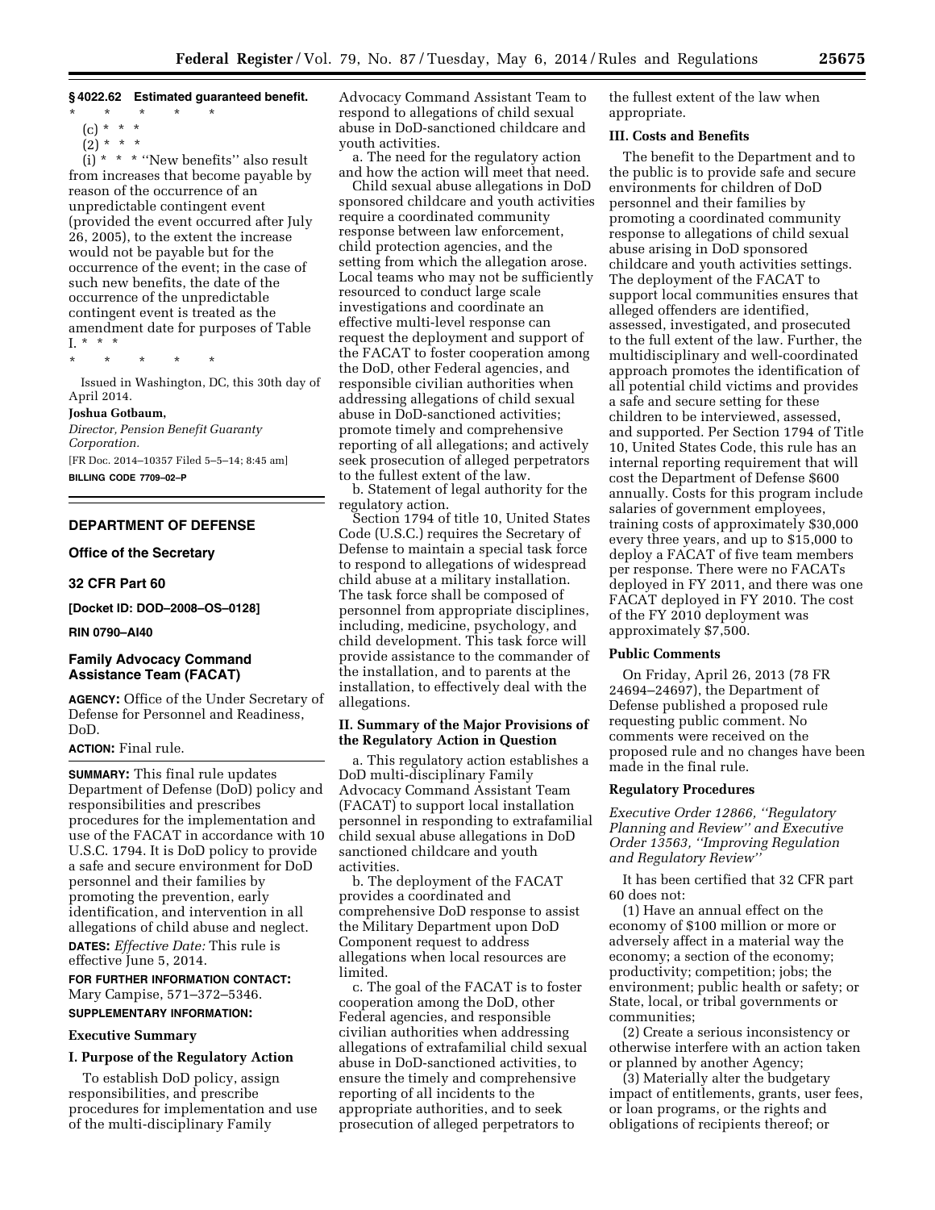### § 4022.62 Estimated guaranteed benefit.

\* \* \* \* \*

(c) \* \* \*

(2) \* \* \*

(i) \* \* \* "New benefits" also result from increases that become payable by reason of the occurrence of an unpredictable contingent event (provided the event occurred after July 26, 2005), to the extent the increase would not be payable but for the occurrence of the event; in the case of such new benefits, the date of the occurrence of the unpredictable contingent event is treated as the amendment date for purposes of Table I. \* \* \*

\* \* \* \* \*

Issued in Washington, DC, this 30th day of April 2014.

**Joshua Gotbaum,**

*Director, Pension Benefit Guaranty Corporation.*

[FR Doc. 2014–10357 Filed 5–5–14; 8:45 am]

**BILLING CODE 7709–02–P**

---

## DEPARTMENT OF DEFENSE

### Office of the Secretary

### 32 CFR Part 60

**[Docket ID: DOD–2008–OS–0128]**

**RIN 0790–AI40**

### Family Advocacy Command Assistance Team (FACAT)

**AGENCY:** Office of the Under Secretary of Defense for Personnel and Readiness, DoD.

**ACTION:** Final rule.

**SUMMARY:** This final rule updates Department of Defense (DoD) policy and responsibilities and prescribes procedures for the implementation and use of the FACAT in accordance with 10 U.S.C. 1794. It is DoD policy to provide a safe and secure environment for DoD personnel and their families by promoting the prevention, early identification, and intervention in all allegations of child abuse and neglect.

**DATES:** *Effective Date:* This rule is effective June 5, 2014.

**FOR FURTHER INFORMATION CONTACT:** Mary Campise, 571–372–5346.

**SUPPLEMENTARY INFORMATION:**

#### Executive Summary

#### I. Purpose of the Regulatory Action

To establish DoD policy, assign responsibilities, and prescribe procedures for implementation and use of the multi-disciplinary Family Advocacy Command Assistant Team to respond to allegations of child sexual abuse in DoD-sanctioned childcare and youth activities.

a. The need for the regulatory action and how the action will meet that need.

Child sexual abuse allegations in DoD sponsored childcare and youth activities require a coordinated community response between law enforcement, child protection agencies, and the setting from which the allegation arose. Local teams who may not be sufficiently resourced to conduct large scale investigations and coordinate an effective multi-level response can request the deployment and support of the FACAT to foster cooperation among the DoD, other Federal agencies, and responsible civilian authorities when addressing allegations of child sexual abuse in DoD-sanctioned activities; promote timely and comprehensive reporting of all allegations; and actively seek prosecution of alleged perpetrators to the fullest extent of the law.

b. Statement of legal authority for the regulatory action.

Section 1794 of title 10, United States Code (U.S.C.) requires the Secretary of Defense to maintain a special task force to respond to allegations of widespread child abuse at a military installation. The task force shall be composed of personnel from appropriate disciplines, including, medicine, psychology, and child development. This task force will provide assistance to the commander of the installation, and to parents at the installation, to effectively deal with the allegations.

#### II. Summary of the Major Provisions of the Regulatory Action in Question

a. This regulatory action establishes a DoD multi-disciplinary Family Advocacy Command Assistant Team (FACAT) to support local installation personnel in responding to extrafamilial child sexual abuse allegations in DoD sanctioned childcare and youth activities.

b. The deployment of the FACAT provides a coordinated and comprehensive DoD response to assist the Military Department upon DoD Component request to address allegations when local resources are limited.

c. The goal of the FACAT is to foster cooperation among the DoD, other Federal agencies, and responsible civilian authorities when addressing allegations of extrafamilial child sexual abuse in DoD-sanctioned activities, to ensure the timely and comprehensive reporting of all incidents to the appropriate authorities, and to seek prosecution of alleged perpetrators to the fullest extent of the law when appropriate.

#### III. Costs and Benefits

The benefit to the Department and to the public is to provide safe and secure environments for children of DoD personnel and their families by promoting a coordinated community response to allegations of child sexual abuse arising in DoD sponsored childcare and youth activities settings. The deployment of the FACAT to support local communities ensures that alleged offenders are identified, assessed, investigated, and prosecuted to the full extent of the law. Further, the multidisciplinary and well-coordinated approach promotes the identification of all potential child victims and provides a safe and secure setting for these children to be interviewed, assessed, and supported. Per Section 1794 of Title 10, United States Code, this rule has an internal reporting requirement that will cost the Department of Defense $600 annually. Costs for this program include salaries of government employees, training costs of approximately $30,000 every three years, and up to $15,000 to deploy a FACAT of five team members per response. There were no FACATs deployed in FY 2011, and there was one FACAT deployed in FY 2010. The cost of the FY 2010 deployment was approximately $7,500.

#### Public Comments

On Friday, April 26, 2013 (78 FR 24694–24697), the Department of Defense published a proposed rule requesting public comment. No comments were received on the proposed rule and no changes have been made in the final rule.

#### Regulatory Procedures

*Executive Order 12866, "Regulatory Planning and Review" and Executive Order 13563, "Improving Regulation and Regulatory Review"*

It has been certified that 32 CFR part 60 does not:

(1) Have an annual effect on the economy of $100 million or more or adversely affect in a material way the economy; a section of the economy; productivity; competition; jobs; the environment; public health or safety; or State, local, or tribal governments or communities;

(2) Create a serious inconsistency or otherwise interfere with an action taken or planned by another Agency;

(3) Materially alter the budgetary impact of entitlements, grants, user fees, or loan programs, or the rights and obligations of recipients thereof; or